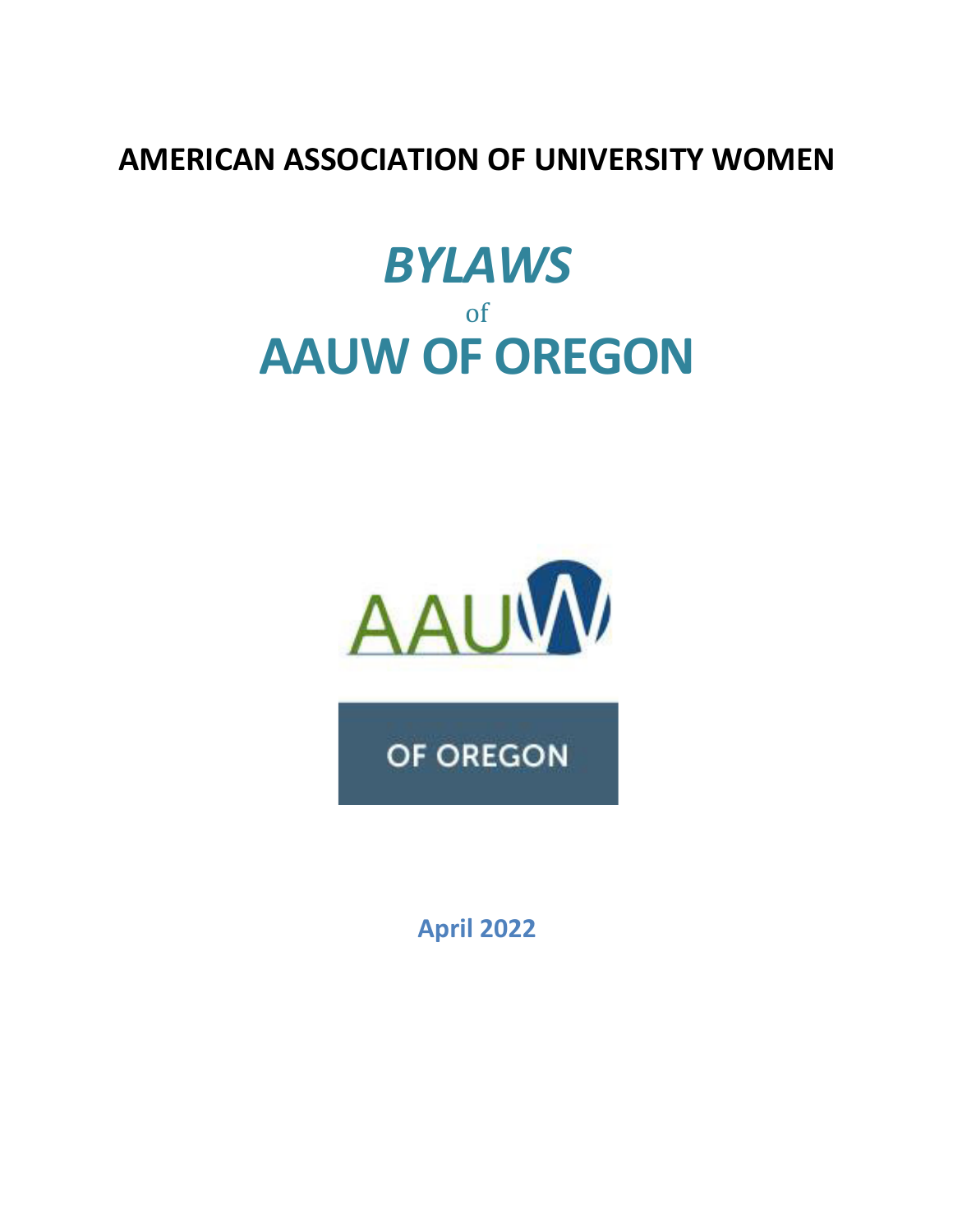**AMERICAN ASSOCIATION OF UNIVERSITY WOMEN**

# *BYLAWS*

of

# AAUW OF OREGON

AAUW

OF OREGON

**April 2022**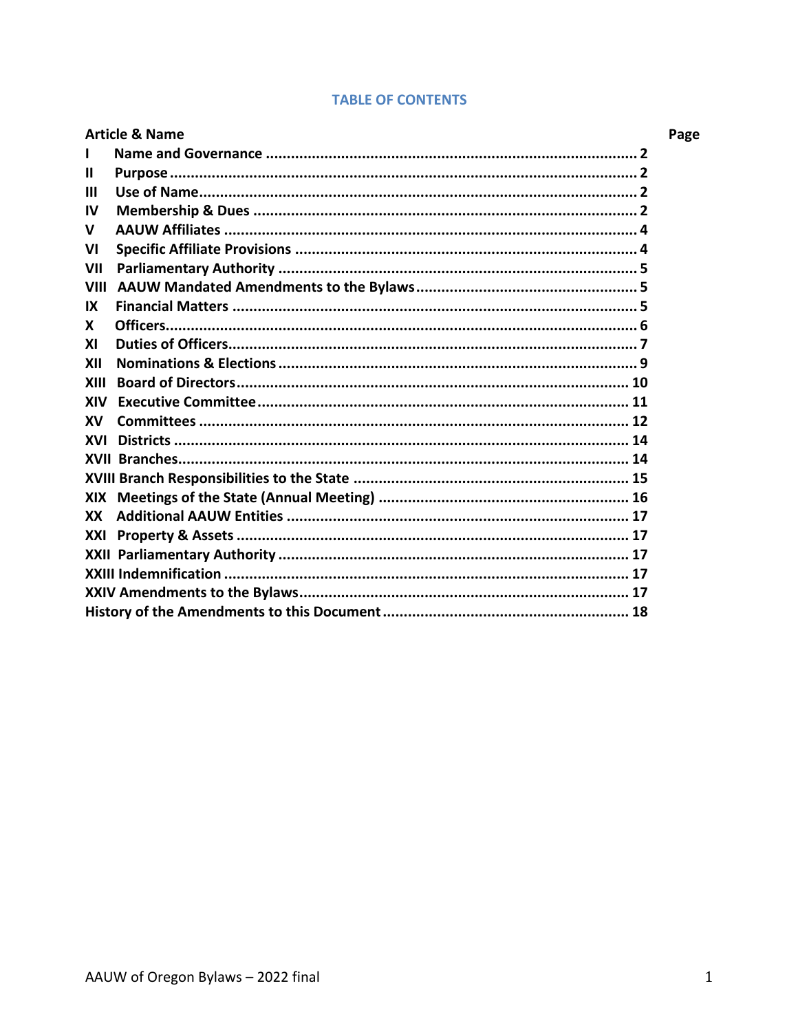# TABLE OF CONTENTS

| Article & Name | Page |
|---|---|
| I Name and Governance | 2 |
| II Purpose | 2 |
| III Use of Name | 2 |
| IV Membership & Dues | 2 |
| V AAUW Affiliates | 4 |
| VI Specific Affiliate Provisions | 4 |
| VII Parliamentary Authority | 5 |
| VIII AAUW Mandated Amendments to the Bylaws | 5 |
| IX Financial Matters | 5 |
| X Officers | 6 |
| XI Duties of Officers | 7 |
| XII Nominations & Elections | 9 |
| XIII Board of Directors | 10 |
| XIV Executive Committee | 11 |
| XV Committees | 12 |
| XVI Districts | 14 |
| XVII Branches | 14 |
| XVIII Branch Responsibilities to the State | 15 |
| XIX Meetings of the State (Annual Meeting) | 16 |
| XX Additional AAUW Entities | 17 |
| XXI Property & Assets | 17 |
| XXII Parliamentary Authority | 17 |
| XXIII Indemnification | 17 |
| XXIV Amendments to the Bylaws | 17 |
| History of the Amendments to this Document | 18 |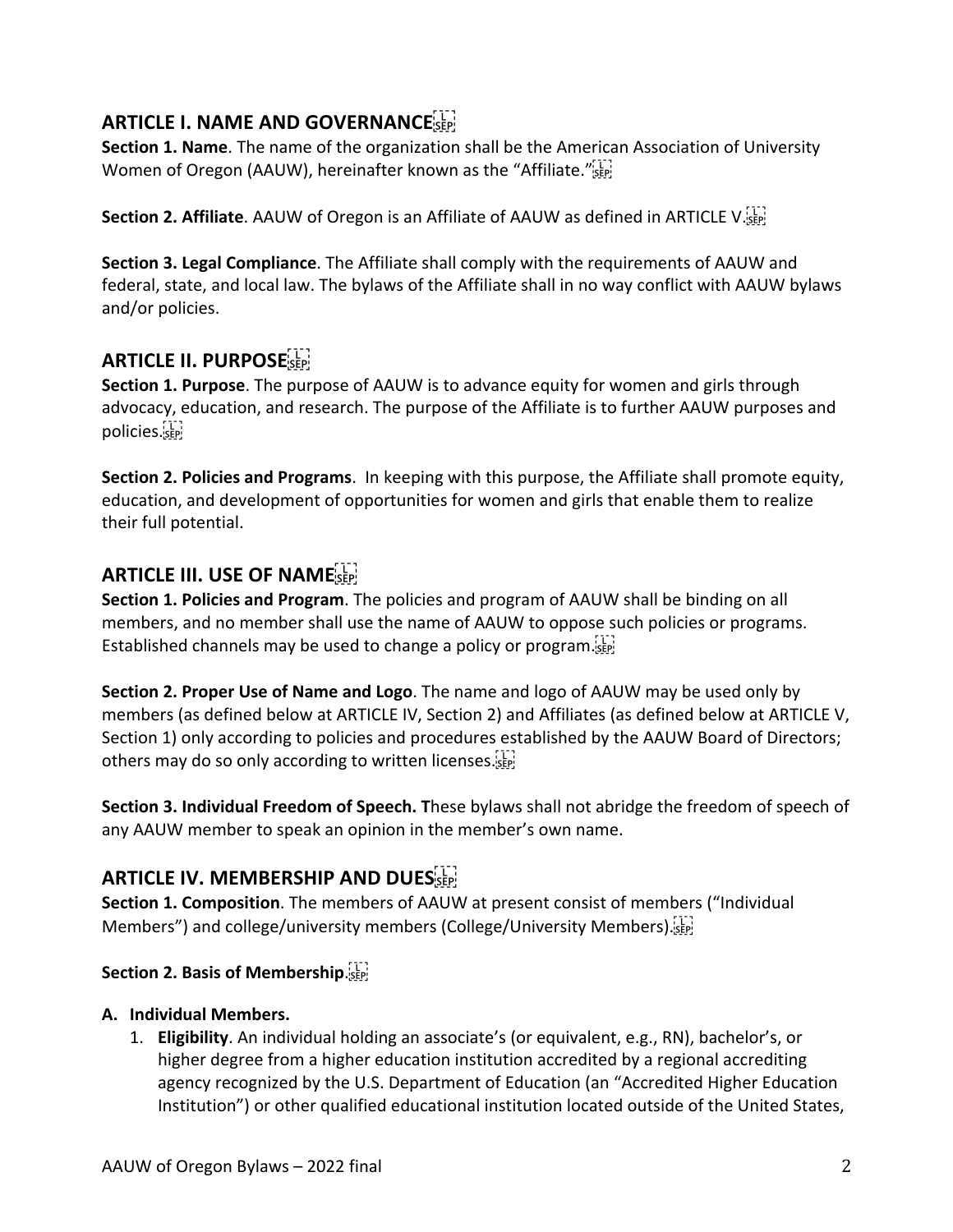## ARTICLE I. NAME AND GOVERNANCE

**Section 1. Name**. The name of the organization shall be the American Association of University Women of Oregon (AAUW), hereinafter known as the "Affiliate."

**Section 2. Affiliate**. AAUW of Oregon is an Affiliate of AAUW as defined in ARTICLE V.

**Section 3. Legal Compliance**. The Affiliate shall comply with the requirements of AAUW and federal, state, and local law. The bylaws of the Affiliate shall in no way conflict with AAUW bylaws and/or policies.

## ARTICLE II. PURPOSE

**Section 1. Purpose**. The purpose of AAUW is to advance equity for women and girls through advocacy, education, and research. The purpose of the Affiliate is to further AAUW purposes and policies.

**Section 2. Policies and Programs**. In keeping with this purpose, the Affiliate shall promote equity, education, and development of opportunities for women and girls that enable them to realize their full potential.

## ARTICLE III. USE OF NAME

**Section 1. Policies and Program**. The policies and program of AAUW shall be binding on all members, and no member shall use the name of AAUW to oppose such policies or programs. Established channels may be used to change a policy or program.

**Section 2. Proper Use of Name and Logo**. The name and logo of AAUW may be used only by members (as defined below at ARTICLE IV, Section 2) and Affiliates (as defined below at ARTICLE V, Section 1) only according to policies and procedures established by the AAUW Board of Directors; others may do so only according to written licenses.

**Section 3. Individual Freedom of Speech. T**hese bylaws shall not abridge the freedom of speech of any AAUW member to speak an opinion in the member's own name.

## ARTICLE IV. MEMBERSHIP AND DUES

**Section 1. Composition**. The members of AAUW at present consist of members ("Individual Members") and college/university members (College/University Members).

**Section 2. Basis of Membership**.

**A. Individual Members.**

1. **Eligibility**. An individual holding an associate's (or equivalent, e.g., RN), bachelor's, or higher degree from a higher education institution accredited by a regional accrediting agency recognized by the U.S. Department of Education (an "Accredited Higher Education Institution") or other qualified educational institution located outside of the United States,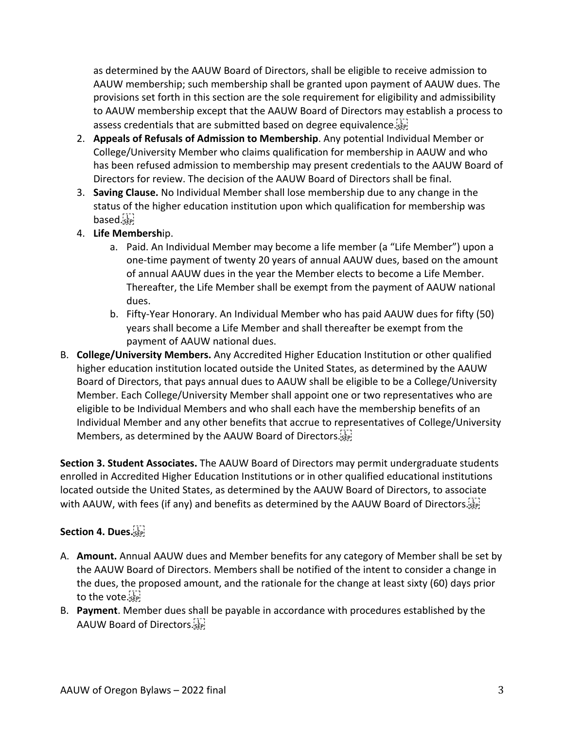as determined by the AAUW Board of Directors, shall be eligible to receive admission to AAUW membership; such membership shall be granted upon payment of AAUW dues. The provisions set forth in this section are the sole requirement for eligibility and admissibility to AAUW membership except that the AAUW Board of Directors may establish a process to assess credentials that are submitted based on degree equivalence.

2. **Appeals of Refusals of Admission to Membership**. Any potential Individual Member or College/University Member who claims qualification for membership in AAUW and who has been refused admission to membership may present credentials to the AAUW Board of Directors for review. The decision of the AAUW Board of Directors shall be final.
3. **Saving Clause.** No Individual Member shall lose membership due to any change in the status of the higher education institution upon which qualification for membership was based.
4. **Life Membersh**ip.
   a. Paid. An Individual Member may become a life member (a "Life Member") upon a one-time payment of twenty 20 years of annual AAUW dues, based on the amount of annual AAUW dues in the year the Member elects to become a Life Member. Thereafter, the Life Member shall be exempt from the payment of AAUW national dues.
   b. Fifty-Year Honorary. An Individual Member who has paid AAUW dues for fifty (50) years shall become a Life Member and shall thereafter be exempt from the payment of AAUW national dues.

B. **College/University Members.** Any Accredited Higher Education Institution or other qualified higher education institution located outside the United States, as determined by the AAUW Board of Directors, that pays annual dues to AAUW shall be eligible to be a College/University Member. Each College/University Member shall appoint one or two representatives who are eligible to be Individual Members and who shall each have the membership benefits of an Individual Member and any other benefits that accrue to representatives of College/University Members, as determined by the AAUW Board of Directors.

**Section 3. Student Associates.** The AAUW Board of Directors may permit undergraduate students enrolled in Accredited Higher Education Institutions or in other qualified educational institutions located outside the United States, as determined by the AAUW Board of Directors, to associate with AAUW, with fees (if any) and benefits as determined by the AAUW Board of Directors.

**Section 4. Dues.**

A. **Amount.** Annual AAUW dues and Member benefits for any category of Member shall be set by the AAUW Board of Directors. Members shall be notified of the intent to consider a change in the dues, the proposed amount, and the rationale for the change at least sixty (60) days prior to the vote.

B. **Payment**. Member dues shall be payable in accordance with procedures established by the AAUW Board of Directors.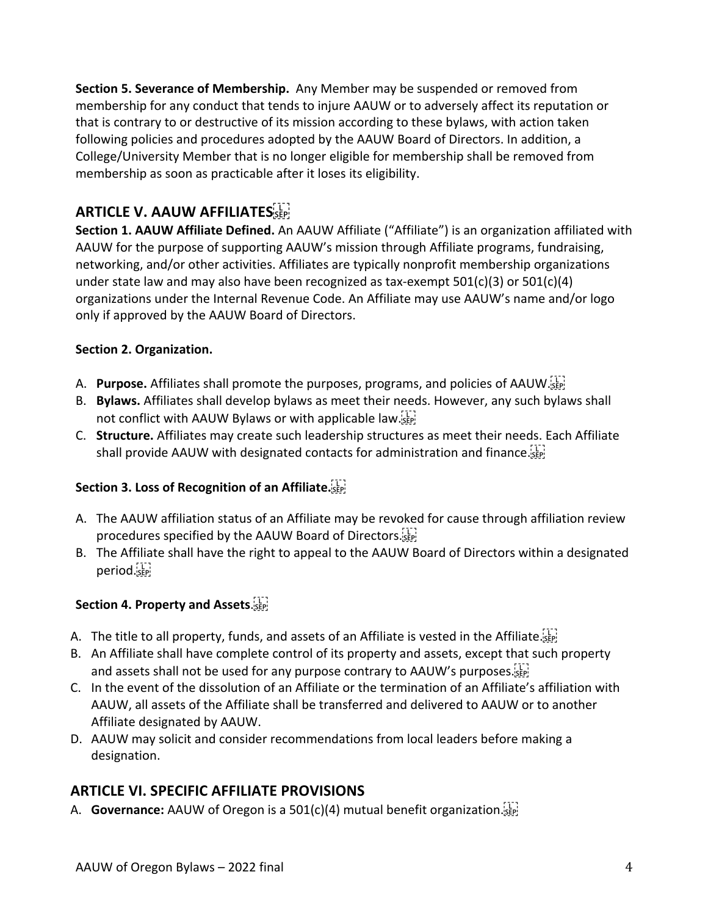**Section 5. Severance of Membership.** Any Member may be suspended or removed from membership for any conduct that tends to injure AAUW or to adversely affect its reputation or that is contrary to or destructive of its mission according to these bylaws, with action taken following policies and procedures adopted by the AAUW Board of Directors. In addition, a College/University Member that is no longer eligible for membership shall be removed from membership as soon as practicable after it loses its eligibility.

## ARTICLE V. AAUW AFFILIATES

**Section 1. AAUW Affiliate Defined.** An AAUW Affiliate ("Affiliate") is an organization affiliated with AAUW for the purpose of supporting AAUW's mission through Affiliate programs, fundraising, networking, and/or other activities. Affiliates are typically nonprofit membership organizations under state law and may also have been recognized as tax-exempt 501(c)(3) or 501(c)(4) organizations under the Internal Revenue Code. An Affiliate may use AAUW's name and/or logo only if approved by the AAUW Board of Directors.

**Section 2. Organization.**

A. **Purpose.** Affiliates shall promote the purposes, programs, and policies of AAUW.
B. **Bylaws.** Affiliates shall develop bylaws as meet their needs. However, any such bylaws shall not conflict with AAUW Bylaws or with applicable law.
C. **Structure.** Affiliates may create such leadership structures as meet their needs. Each Affiliate shall provide AAUW with designated contacts for administration and finance.

**Section 3. Loss of Recognition of an Affiliate.**

A. The AAUW affiliation status of an Affiliate may be revoked for cause through affiliation review procedures specified by the AAUW Board of Directors.
B. The Affiliate shall have the right to appeal to the AAUW Board of Directors within a designated period.

**Section 4. Property and Assets**.

A. The title to all property, funds, and assets of an Affiliate is vested in the Affiliate.
B. An Affiliate shall have complete control of its property and assets, except that such property and assets shall not be used for any purpose contrary to AAUW's purposes.
C. In the event of the dissolution of an Affiliate or the termination of an Affiliate's affiliation with AAUW, all assets of the Affiliate shall be transferred and delivered to AAUW or to another Affiliate designated by AAUW.
D. AAUW may solicit and consider recommendations from local leaders before making a designation.

## ARTICLE VI. SPECIFIC AFFILIATE PROVISIONS

A. **Governance:** AAUW of Oregon is a 501(c)(4) mutual benefit organization.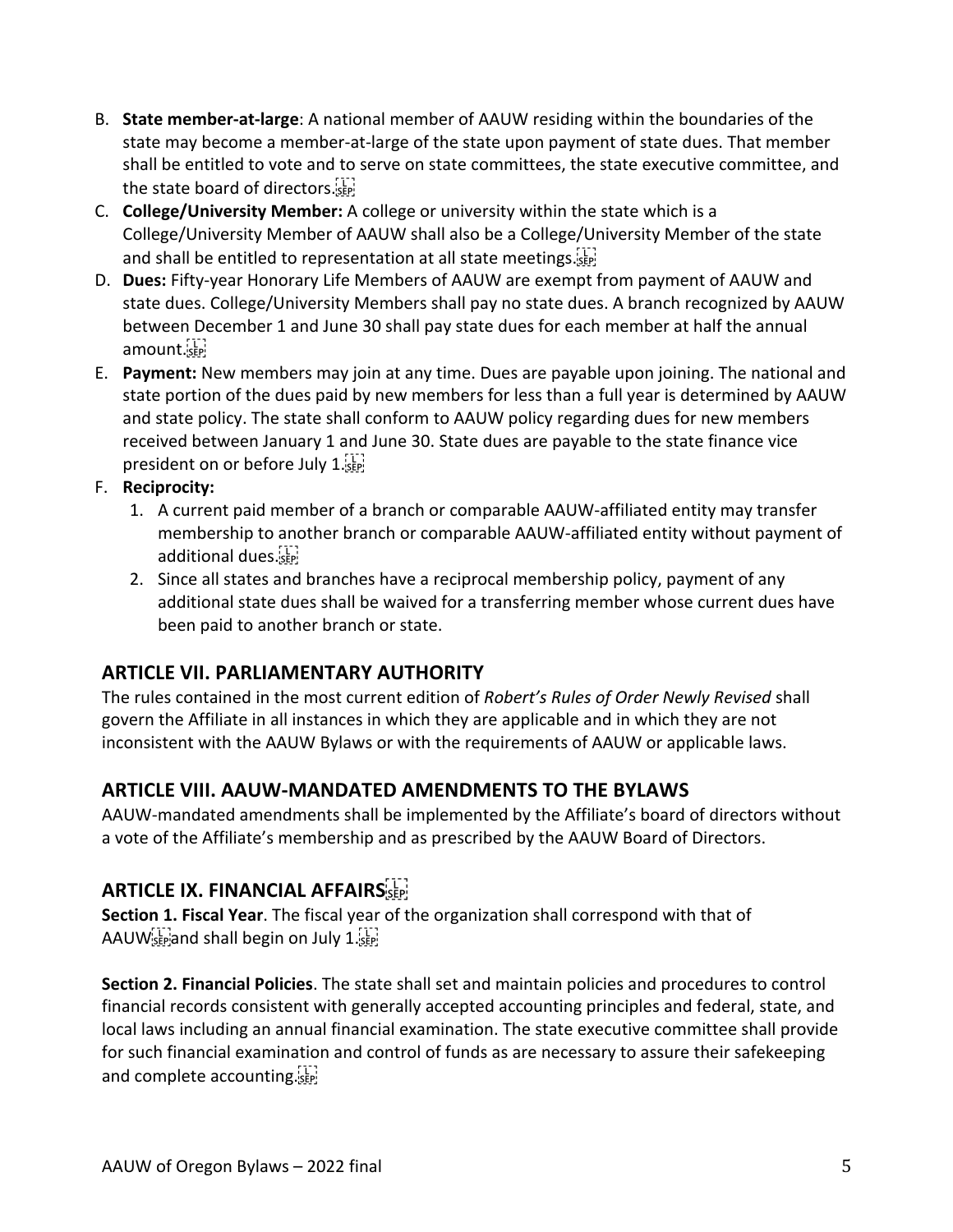B. **State member-at-large**: A national member of AAUW residing within the boundaries of the state may become a member-at-large of the state upon payment of state dues. That member shall be entitled to vote and to serve on state committees, the state executive committee, and the state board of directors.

C. **College/University Member:** A college or university within the state which is a College/University Member of AAUW shall also be a College/University Member of the state and shall be entitled to representation at all state meetings.

D. **Dues:** Fifty-year Honorary Life Members of AAUW are exempt from payment of AAUW and state dues. College/University Members shall pay no state dues. A branch recognized by AAUW between December 1 and June 30 shall pay state dues for each member at half the annual amount.

E. **Payment:** New members may join at any time. Dues are payable upon joining. The national and state portion of the dues paid by new members for less than a full year is determined by AAUW and state policy. The state shall conform to AAUW policy regarding dues for new members received between January 1 and June 30. State dues are payable to the state finance vice president on or before July 1.

F. **Reciprocity:**
   1. A current paid member of a branch or comparable AAUW-affiliated entity may transfer membership to another branch or comparable AAUW-affiliated entity without payment of additional dues.
   2. Since all states and branches have a reciprocal membership policy, payment of any additional state dues shall be waived for a transferring member whose current dues have been paid to another branch or state.

## ARTICLE VII. PARLIAMENTARY AUTHORITY

The rules contained in the most current edition of *Robert's Rules of Order Newly Revised* shall govern the Affiliate in all instances in which they are applicable and in which they are not inconsistent with the AAUW Bylaws or with the requirements of AAUW or applicable laws.

## ARTICLE VIII. AAUW-MANDATED AMENDMENTS TO THE BYLAWS

AAUW-mandated amendments shall be implemented by the Affiliate's board of directors without a vote of the Affiliate's membership and as prescribed by the AAUW Board of Directors.

## ARTICLE IX. FINANCIAL AFFAIRS

**Section 1. Fiscal Year**. The fiscal year of the organization shall correspond with that of AAUW and shall begin on July 1.

**Section 2. Financial Policies**. The state shall set and maintain policies and procedures to control financial records consistent with generally accepted accounting principles and federal, state, and local laws including an annual financial examination. The state executive committee shall provide for such financial examination and control of funds as are necessary to assure their safekeeping and complete accounting.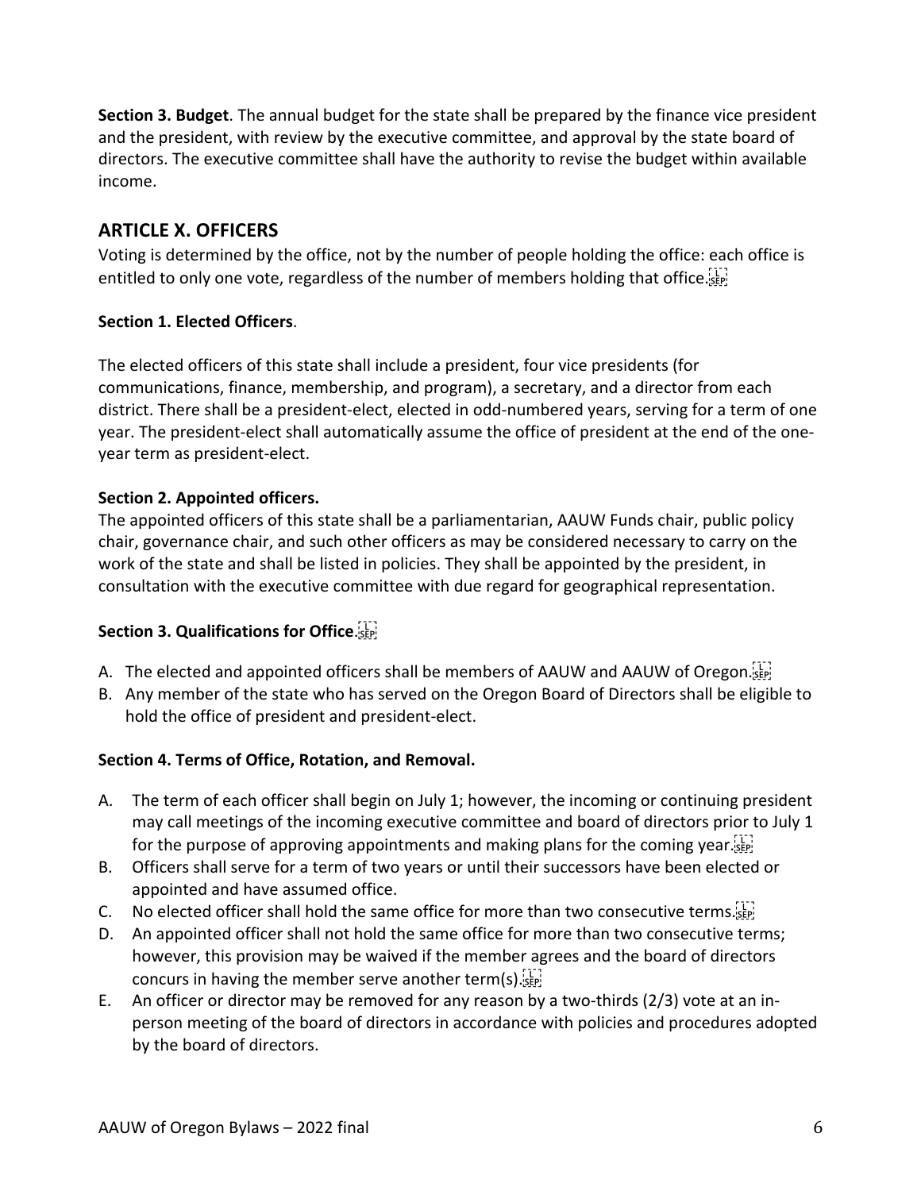**Section 3. Budget**. The annual budget for the state shall be prepared by the finance vice president and the president, with review by the executive committee, and approval by the state board of directors. The executive committee shall have the authority to revise the budget within available income.

## ARTICLE X. OFFICERS

Voting is determined by the office, not by the number of people holding the office: each office is entitled to only one vote, regardless of the number of members holding that office.

**Section 1. Elected Officers**.

The elected officers of this state shall include a president, four vice presidents (for communications, finance, membership, and program), a secretary, and a director from each district. There shall be a president-elect, elected in odd-numbered years, serving for a term of one year. The president-elect shall automatically assume the office of president at the end of the one-year term as president-elect.

**Section 2. Appointed officers.**

The appointed officers of this state shall be a parliamentarian, AAUW Funds chair, public policy chair, governance chair, and such other officers as may be considered necessary to carry on the work of the state and shall be listed in policies. They shall be appointed by the president, in consultation with the executive committee with due regard for geographical representation.

**Section 3. Qualifications for Office**.

A. The elected and appointed officers shall be members of AAUW and AAUW of Oregon.
B. Any member of the state who has served on the Oregon Board of Directors shall be eligible to hold the office of president and president-elect.

**Section 4. Terms of Office, Rotation, and Removal.**

A. The term of each officer shall begin on July 1; however, the incoming or continuing president may call meetings of the incoming executive committee and board of directors prior to July 1 for the purpose of approving appointments and making plans for the coming year.
B. Officers shall serve for a term of two years or until their successors have been elected or appointed and have assumed office.
C. No elected officer shall hold the same office for more than two consecutive terms.
D. An appointed officer shall not hold the same office for more than two consecutive terms; however, this provision may be waived if the member agrees and the board of directors concurs in having the member serve another term(s).
E. An officer or director may be removed for any reason by a two-thirds (2/3) vote at an in-person meeting of the board of directors in accordance with policies and procedures adopted by the board of directors.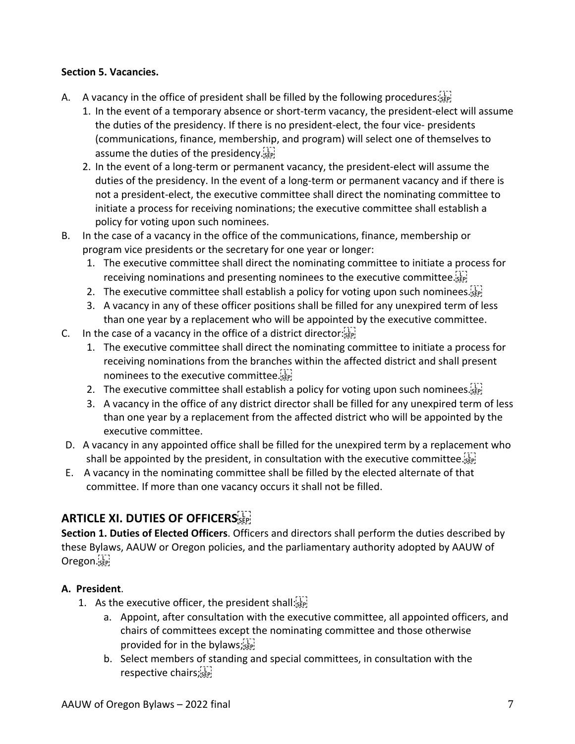**Section 5. Vacancies.**

A. A vacancy in the office of president shall be filled by the following procedures:
   1. In the event of a temporary absence or short-term vacancy, the president-elect will assume the duties of the presidency. If there is no president-elect, the four vice- presidents (communications, finance, membership, and program) will select one of themselves to assume the duties of the presidency.
   2. In the event of a long-term or permanent vacancy, the president-elect will assume the duties of the presidency. In the event of a long-term or permanent vacancy and if there is not a president-elect, the executive committee shall direct the nominating committee to initiate a process for receiving nominations; the executive committee shall establish a policy for voting upon such nominees.

B. In the case of a vacancy in the office of the communications, finance, membership or program vice presidents or the secretary for one year or longer:
   1. The executive committee shall direct the nominating committee to initiate a process for receiving nominations and presenting nominees to the executive committee.
   2. The executive committee shall establish a policy for voting upon such nominees.
   3. A vacancy in any of these officer positions shall be filled for any unexpired term of less than one year by a replacement who will be appointed by the executive committee.

C. In the case of a vacancy in the office of a district director:
   1. The executive committee shall direct the nominating committee to initiate a process for receiving nominations from the branches within the affected district and shall present nominees to the executive committee.
   2. The executive committee shall establish a policy for voting upon such nominees.
   3. A vacancy in the office of any district director shall be filled for any unexpired term of less than one year by a replacement from the affected district who will be appointed by the executive committee.

D. A vacancy in any appointed office shall be filled for the unexpired term by a replacement who shall be appointed by the president, in consultation with the executive committee.

E. A vacancy in the nominating committee shall be filled by the elected alternate of that committee. If more than one vacancy occurs it shall not be filled.

## ARTICLE XI. DUTIES OF OFFICERS

**Section 1. Duties of Elected Officers**. Officers and directors shall perform the duties described by these Bylaws, AAUW or Oregon policies, and the parliamentary authority adopted by AAUW of Oregon.

**A. President**.

1. As the executive officer, the president shall:
   a. Appoint, after consultation with the executive committee, all appointed officers, and chairs of committees except the nominating committee and those otherwise provided for in the bylaws;
   b. Select members of standing and special committees, in consultation with the respective chairs;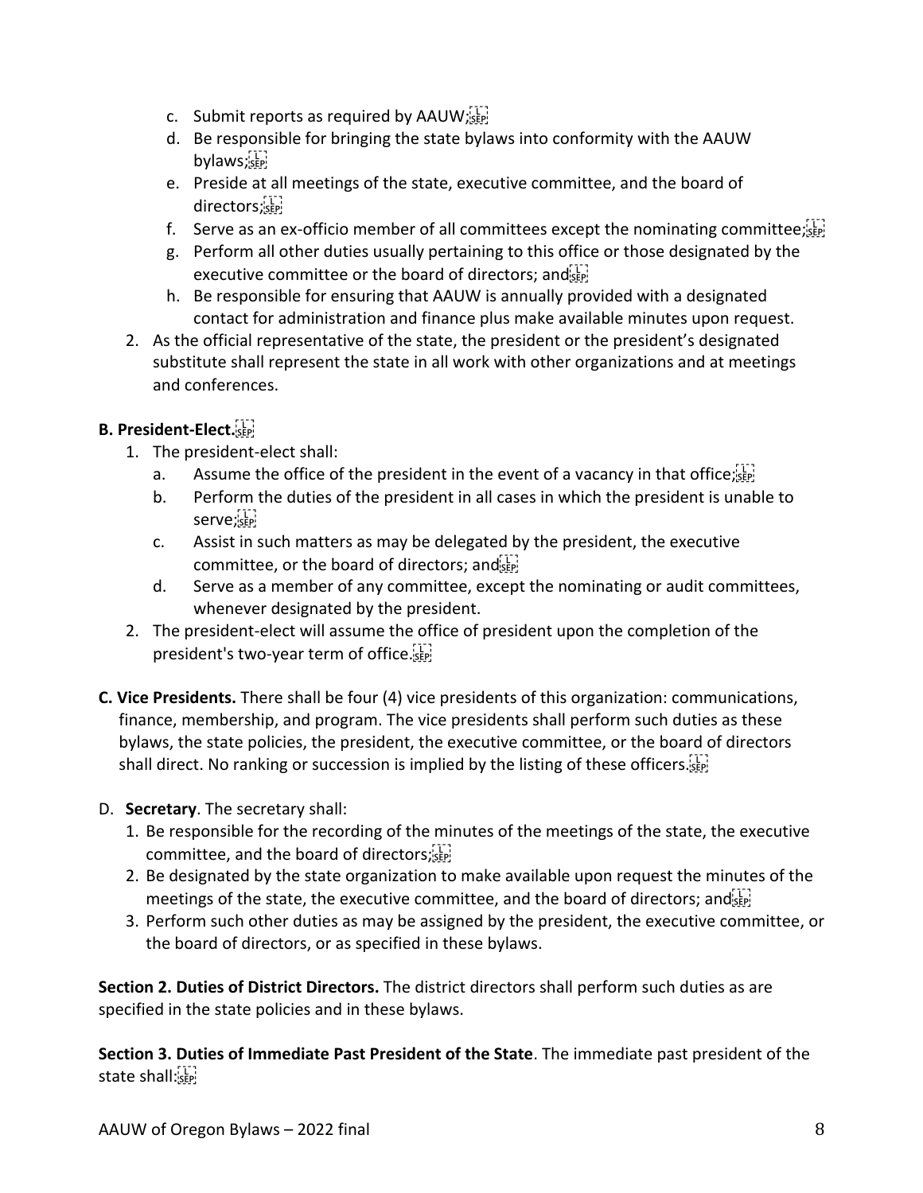c. Submit reports as required by AAUW;
d. Be responsible for bringing the state bylaws into conformity with the AAUW bylaws;
e. Preside at all meetings of the state, executive committee, and the board of directors;
f. Serve as an ex-officio member of all committees except the nominating committee;
g. Perform all other duties usually pertaining to this office or those designated by the executive committee or the board of directors; and
h. Be responsible for ensuring that AAUW is annually provided with a designated contact for administration and finance plus make available minutes upon request.

2. As the official representative of the state, the president or the president's designated substitute shall represent the state in all work with other organizations and at meetings and conferences.

**B. President-Elect.**

1. The president-elect shall:
   a. Assume the office of the president in the event of a vacancy in that office;
   b. Perform the duties of the president in all cases in which the president is unable to serve;
   c. Assist in such matters as may be delegated by the president, the executive committee, or the board of directors; and
   d. Serve as a member of any committee, except the nominating or audit committees, whenever designated by the president.
2. The president-elect will assume the office of president upon the completion of the president's two-year term of office.

**C. Vice Presidents.** There shall be four (4) vice presidents of this organization: communications, finance, membership, and program. The vice presidents shall perform such duties as these bylaws, the state policies, the president, the executive committee, or the board of directors shall direct. No ranking or succession is implied by the listing of these officers.

D. **Secretary**. The secretary shall:

1. Be responsible for the recording of the minutes of the meetings of the state, the executive committee, and the board of directors;
2. Be designated by the state organization to make available upon request the minutes of the meetings of the state, the executive committee, and the board of directors; and
3. Perform such other duties as may be assigned by the president, the executive committee, or the board of directors, or as specified in these bylaws.

**Section 2. Duties of District Directors.** The district directors shall perform such duties as are specified in the state policies and in these bylaws.

**Section 3. Duties of Immediate Past President of the State**. The immediate past president of the state shall: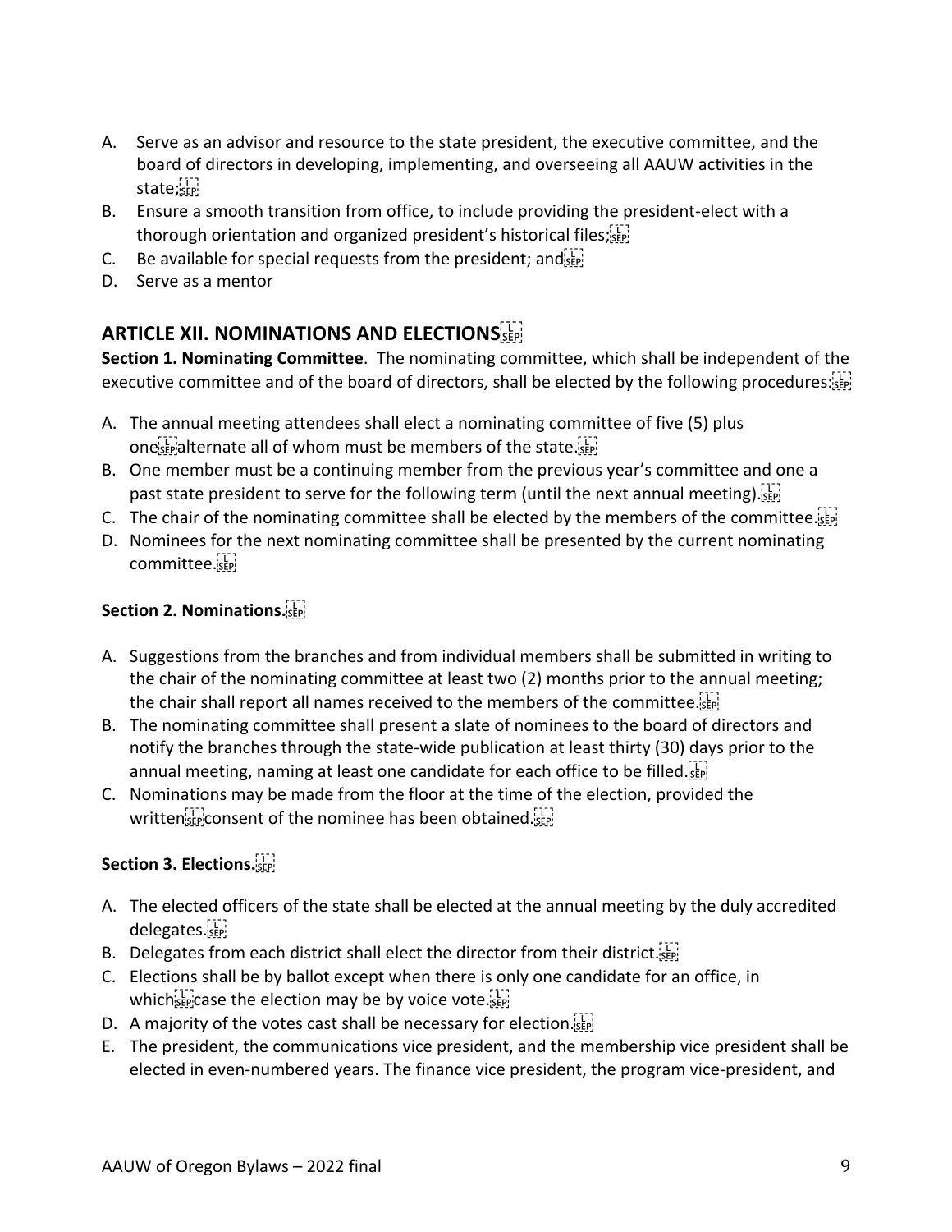A. Serve as an advisor and resource to the state president, the executive committee, and the board of directors in developing, implementing, and overseeing all AAUW activities in the state;
B. Ensure a smooth transition from office, to include providing the president-elect with a thorough orientation and organized president's historical files;
C. Be available for special requests from the president; and
D. Serve as a mentor

## ARTICLE XII. NOMINATIONS AND ELECTIONS

**Section 1. Nominating Committee**. The nominating committee, which shall be independent of the executive committee and of the board of directors, shall be elected by the following procedures:

A. The annual meeting attendees shall elect a nominating committee of five (5) plus one alternate all of whom must be members of the state.
B. One member must be a continuing member from the previous year's committee and one a past state president to serve for the following term (until the next annual meeting).
C. The chair of the nominating committee shall be elected by the members of the committee.
D. Nominees for the next nominating committee shall be presented by the current nominating committee.

**Section 2. Nominations.**

A. Suggestions from the branches and from individual members shall be submitted in writing to the chair of the nominating committee at least two (2) months prior to the annual meeting; the chair shall report all names received to the members of the committee.
B. The nominating committee shall present a slate of nominees to the board of directors and notify the branches through the state-wide publication at least thirty (30) days prior to the annual meeting, naming at least one candidate for each office to be filled.
C. Nominations may be made from the floor at the time of the election, provided the written consent of the nominee has been obtained.

**Section 3. Elections.**

A. The elected officers of the state shall be elected at the annual meeting by the duly accredited delegates.
B. Delegates from each district shall elect the director from their district.
C. Elections shall be by ballot except when there is only one candidate for an office, in which case the election may be by voice vote.
D. A majority of the votes cast shall be necessary for election.
E. The president, the communications vice president, and the membership vice president shall be elected in even-numbered years. The finance vice president, the program vice-president, and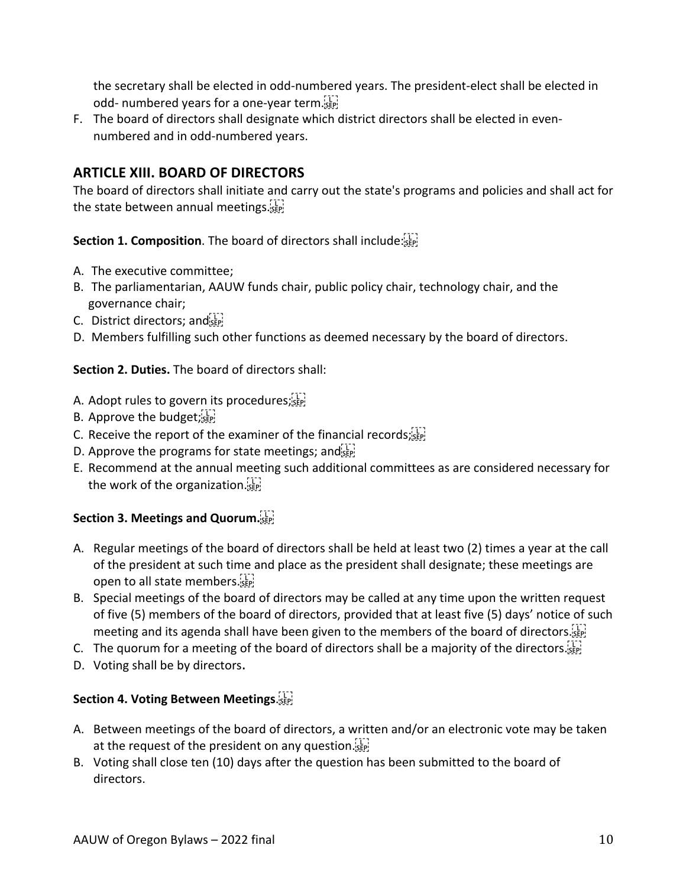the secretary shall be elected in odd-numbered years. The president-elect shall be elected in odd- numbered years for a one-year term.

F. The board of directors shall designate which district directors shall be elected in even-numbered and in odd-numbered years.

## ARTICLE XIII. BOARD OF DIRECTORS

The board of directors shall initiate and carry out the state's programs and policies and shall act for the state between annual meetings.

**Section 1. Composition**. The board of directors shall include:

A. The executive committee;
B. The parliamentarian, AAUW funds chair, public policy chair, technology chair, and the governance chair;
C. District directors; and
D. Members fulfilling such other functions as deemed necessary by the board of directors.

**Section 2. Duties.** The board of directors shall:

A. Adopt rules to govern its procedures;
B. Approve the budget;
C. Receive the report of the examiner of the financial records;
D. Approve the programs for state meetings; and
E. Recommend at the annual meeting such additional committees as are considered necessary for the work of the organization.

**Section 3. Meetings and Quorum.**

A. Regular meetings of the board of directors shall be held at least two (2) times a year at the call of the president at such time and place as the president shall designate; these meetings are open to all state members.
B. Special meetings of the board of directors may be called at any time upon the written request of five (5) members of the board of directors, provided that at least five (5) days' notice of such meeting and its agenda shall have been given to the members of the board of directors.
C. The quorum for a meeting of the board of directors shall be a majority of the directors.
D. Voting shall be by directors.

**Section 4. Voting Between Meetings**.

A. Between meetings of the board of directors, a written and/or an electronic vote may be taken at the request of the president on any question.
B. Voting shall close ten (10) days after the question has been submitted to the board of directors.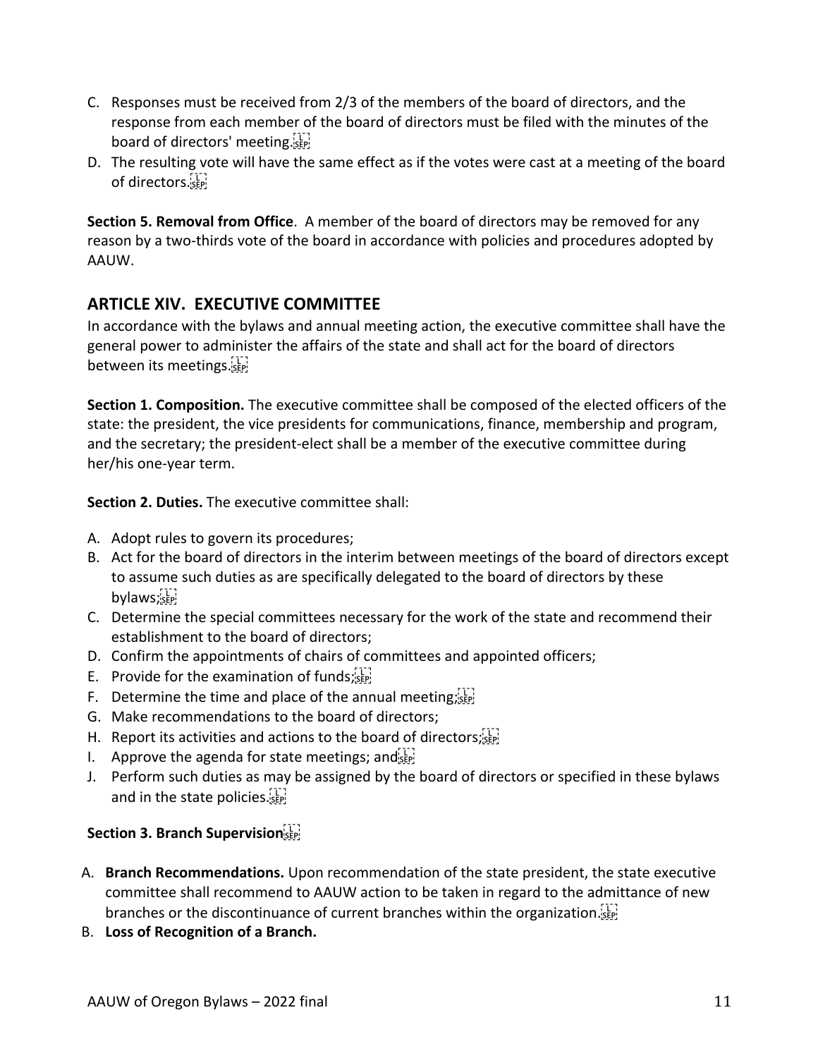C. Responses must be received from 2/3 of the members of the board of directors, and the response from each member of the board of directors must be filed with the minutes of the board of directors' meeting.
D. The resulting vote will have the same effect as if the votes were cast at a meeting of the board of directors.

**Section 5. Removal from Office**. A member of the board of directors may be removed for any reason by a two-thirds vote of the board in accordance with policies and procedures adopted by AAUW.

## ARTICLE XIV. EXECUTIVE COMMITTEE

In accordance with the bylaws and annual meeting action, the executive committee shall have the general power to administer the affairs of the state and shall act for the board of directors between its meetings.

**Section 1. Composition.** The executive committee shall be composed of the elected officers of the state: the president, the vice presidents for communications, finance, membership and program, and the secretary; the president-elect shall be a member of the executive committee during her/his one-year term.

**Section 2. Duties.** The executive committee shall:

A. Adopt rules to govern its procedures;
B. Act for the board of directors in the interim between meetings of the board of directors except to assume such duties as are specifically delegated to the board of directors by these bylaws;
C. Determine the special committees necessary for the work of the state and recommend their establishment to the board of directors;
D. Confirm the appointments of chairs of committees and appointed officers;
E. Provide for the examination of funds;
F. Determine the time and place of the annual meeting;
G. Make recommendations to the board of directors;
H. Report its activities and actions to the board of directors;
I. Approve the agenda for state meetings; and
J. Perform such duties as may be assigned by the board of directors or specified in these bylaws and in the state policies.

**Section 3. Branch Supervision**

A. **Branch Recommendations.** Upon recommendation of the state president, the state executive committee shall recommend to AAUW action to be taken in regard to the admittance of new branches or the discontinuance of current branches within the organization.
B. **Loss of Recognition of a Branch.**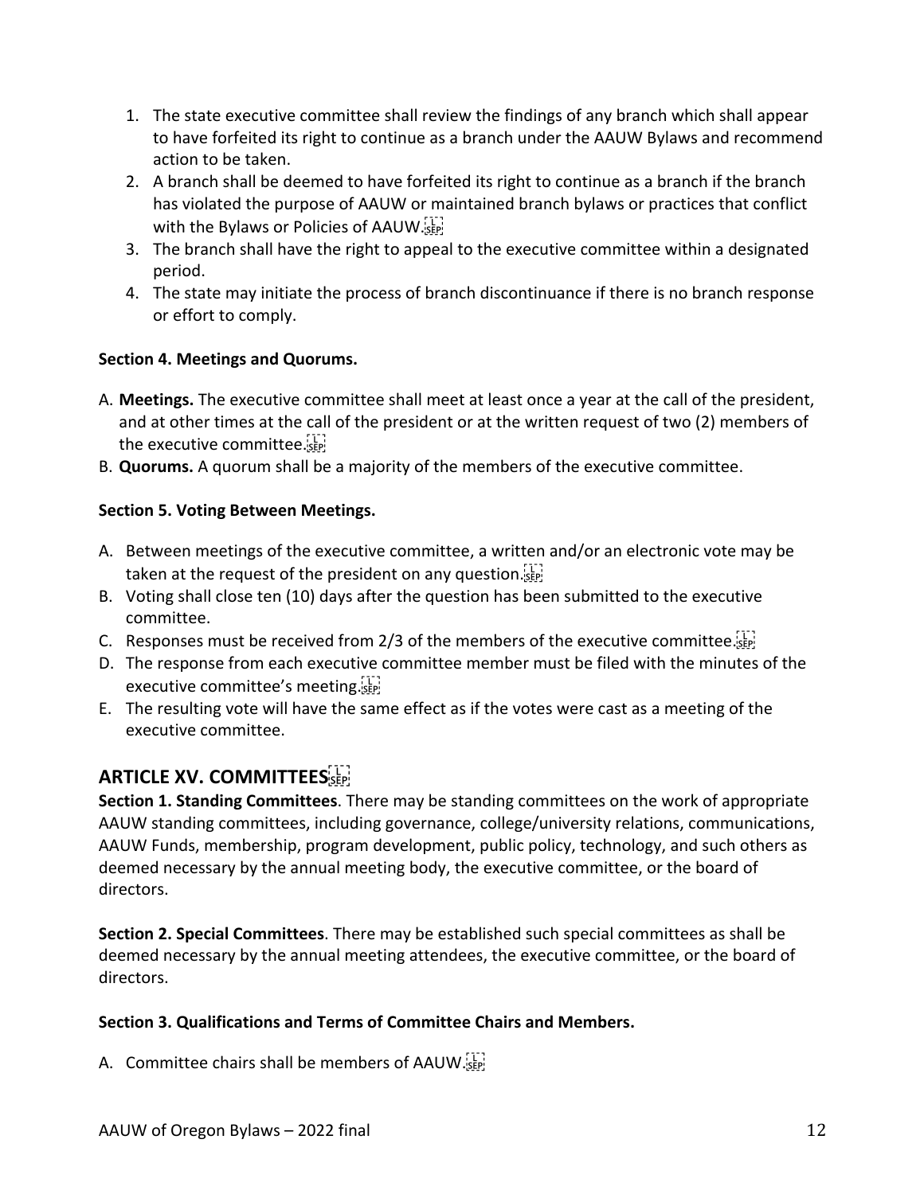1. The state executive committee shall review the findings of any branch which shall appear to have forfeited its right to continue as a branch under the AAUW Bylaws and recommend action to be taken.
2. A branch shall be deemed to have forfeited its right to continue as a branch if the branch has violated the purpose of AAUW or maintained branch bylaws or practices that conflict with the Bylaws or Policies of AAUW.
3. The branch shall have the right to appeal to the executive committee within a designated period.
4. The state may initiate the process of branch discontinuance if there is no branch response or effort to comply.

**Section 4. Meetings and Quorums.**

A. **Meetings.** The executive committee shall meet at least once a year at the call of the president, and at other times at the call of the president or at the written request of two (2) members of the executive committee.
B. **Quorums.** A quorum shall be a majority of the members of the executive committee.

**Section 5. Voting Between Meetings.**

A. Between meetings of the executive committee, a written and/or an electronic vote may be taken at the request of the president on any question.
B. Voting shall close ten (10) days after the question has been submitted to the executive committee.
C. Responses must be received from 2/3 of the members of the executive committee.
D. The response from each executive committee member must be filed with the minutes of the executive committee's meeting.
E. The resulting vote will have the same effect as if the votes were cast as a meeting of the executive committee.

## ARTICLE XV. COMMITTEES

**Section 1. Standing Committees**. There may be standing committees on the work of appropriate AAUW standing committees, including governance, college/university relations, communications, AAUW Funds, membership, program development, public policy, technology, and such others as deemed necessary by the annual meeting body, the executive committee, or the board of directors.

**Section 2. Special Committees**. There may be established such special committees as shall be deemed necessary by the annual meeting attendees, the executive committee, or the board of directors.

**Section 3. Qualifications and Terms of Committee Chairs and Members.**

A. Committee chairs shall be members of AAUW.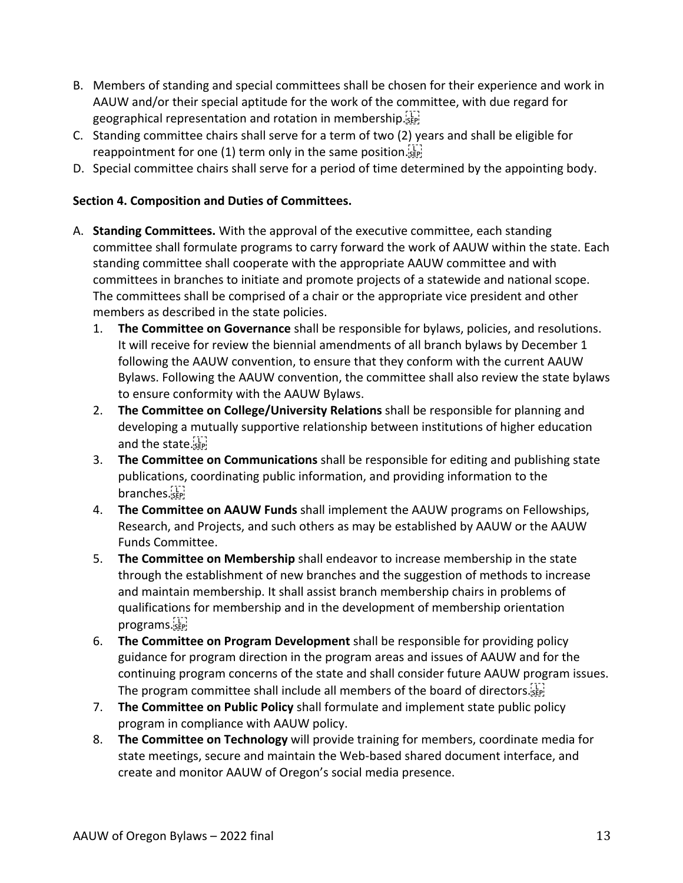B. Members of standing and special committees shall be chosen for their experience and work in AAUW and/or their special aptitude for the work of the committee, with due regard for geographical representation and rotation in membership.
C. Standing committee chairs shall serve for a term of two (2) years and shall be eligible for reappointment for one (1) term only in the same position.
D. Special committee chairs shall serve for a period of time determined by the appointing body.

**Section 4. Composition and Duties of Committees.**

A. **Standing Committees.** With the approval of the executive committee, each standing committee shall formulate programs to carry forward the work of AAUW within the state. Each standing committee shall cooperate with the appropriate AAUW committee and with committees in branches to initiate and promote projects of a statewide and national scope. The committees shall be comprised of a chair or the appropriate vice president and other members as described in the state policies.
   1. **The Committee on Governance** shall be responsible for bylaws, policies, and resolutions. It will receive for review the biennial amendments of all branch bylaws by December 1 following the AAUW convention, to ensure that they conform with the current AAUW Bylaws. Following the AAUW convention, the committee shall also review the state bylaws to ensure conformity with the AAUW Bylaws.
   2. **The Committee on College/University Relations** shall be responsible for planning and developing a mutually supportive relationship between institutions of higher education and the state.
   3. **The Committee on Communications** shall be responsible for editing and publishing state publications, coordinating public information, and providing information to the branches.
   4. **The Committee on AAUW Funds** shall implement the AAUW programs on Fellowships, Research, and Projects, and such others as may be established by AAUW or the AAUW Funds Committee.
   5. **The Committee on Membership** shall endeavor to increase membership in the state through the establishment of new branches and the suggestion of methods to increase and maintain membership. It shall assist branch membership chairs in problems of qualifications for membership and in the development of membership orientation programs.
   6. **The Committee on Program Development** shall be responsible for providing policy guidance for program direction in the program areas and issues of AAUW and for the continuing program concerns of the state and shall consider future AAUW program issues. The program committee shall include all members of the board of directors.
   7. **The Committee on Public Policy** shall formulate and implement state public policy program in compliance with AAUW policy.
   8. **The Committee on Technology** will provide training for members, coordinate media for state meetings, secure and maintain the Web-based shared document interface, and create and monitor AAUW of Oregon's social media presence.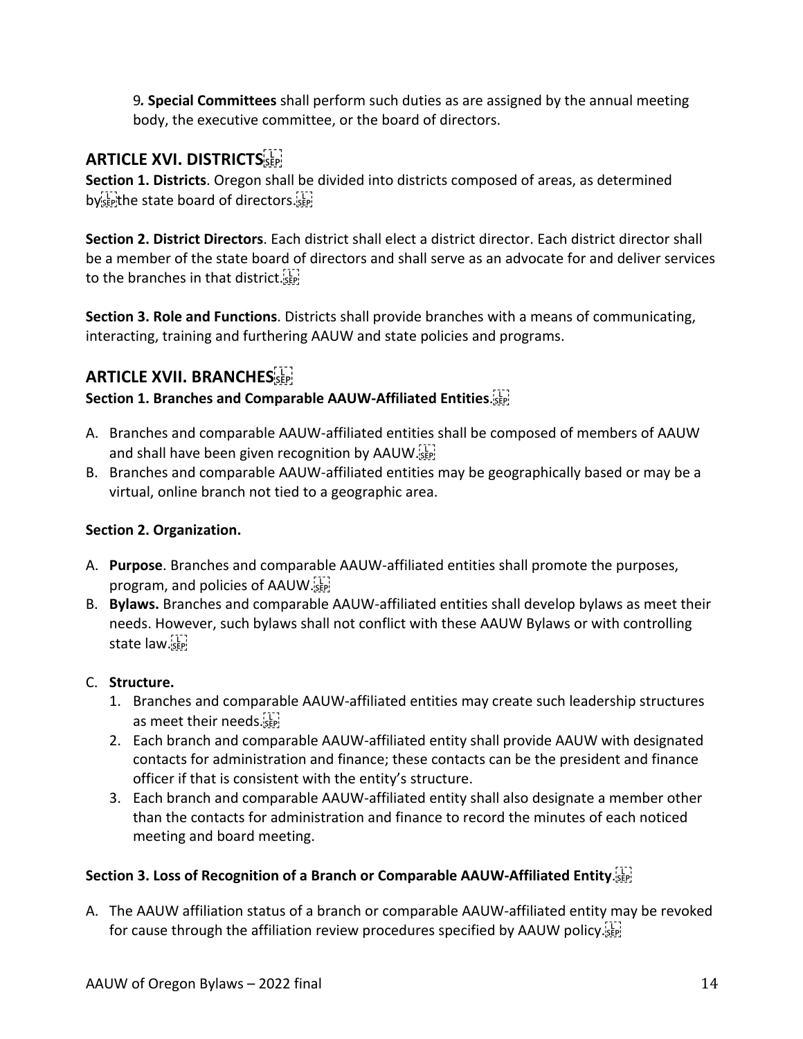9**. Special Committees** shall perform such duties as are assigned by the annual meeting body, the executive committee, or the board of directors.

## ARTICLE XVI. DISTRICTS

**Section 1. Districts**. Oregon shall be divided into districts composed of areas, as determined by the state board of directors.

**Section 2. District Directors**. Each district shall elect a district director. Each district director shall be a member of the state board of directors and shall serve as an advocate for and deliver services to the branches in that district.

**Section 3. Role and Functions**. Districts shall provide branches with a means of communicating, interacting, training and furthering AAUW and state policies and programs.

## ARTICLE XVII. BRANCHES

**Section 1. Branches and Comparable AAUW-Affiliated Entities**.

A. Branches and comparable AAUW-affiliated entities shall be composed of members of AAUW and shall have been given recognition by AAUW.
B. Branches and comparable AAUW-affiliated entities may be geographically based or may be a virtual, online branch not tied to a geographic area.

**Section 2. Organization.**

A. **Purpose**. Branches and comparable AAUW-affiliated entities shall promote the purposes, program, and policies of AAUW.
B. **Bylaws.** Branches and comparable AAUW-affiliated entities shall develop bylaws as meet their needs. However, such bylaws shall not conflict with these AAUW Bylaws or with controlling state law.
C. **Structure.**
   1. Branches and comparable AAUW-affiliated entities may create such leadership structures as meet their needs.
   2. Each branch and comparable AAUW-affiliated entity shall provide AAUW with designated contacts for administration and finance; these contacts can be the president and finance officer if that is consistent with the entity's structure.
   3. Each branch and comparable AAUW-affiliated entity shall also designate a member other than the contacts for administration and finance to record the minutes of each noticed meeting and board meeting.

**Section 3. Loss of Recognition of a Branch or Comparable AAUW-Affiliated Entity**.

A. The AAUW affiliation status of a branch or comparable AAUW-affiliated entity may be revoked for cause through the affiliation review procedures specified by AAUW policy.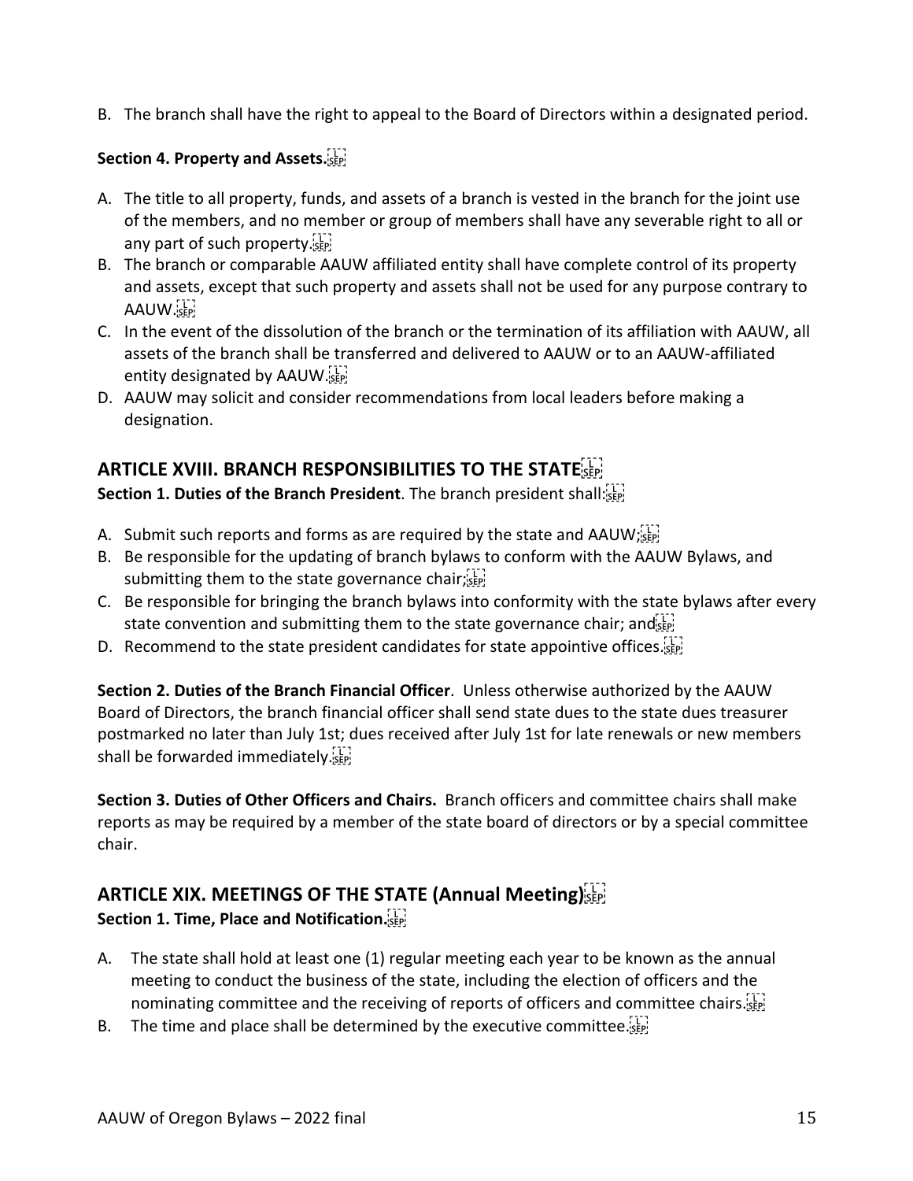B. The branch shall have the right to appeal to the Board of Directors within a designated period.

**Section 4. Property and Assets.**

A. The title to all property, funds, and assets of a branch is vested in the branch for the joint use of the members, and no member or group of members shall have any severable right to all or any part of such property.
B. The branch or comparable AAUW affiliated entity shall have complete control of its property and assets, except that such property and assets shall not be used for any purpose contrary to AAUW.
C. In the event of the dissolution of the branch or the termination of its affiliation with AAUW, all assets of the branch shall be transferred and delivered to AAUW or to an AAUW-affiliated entity designated by AAUW.
D. AAUW may solicit and consider recommendations from local leaders before making a designation.

## ARTICLE XVIII. BRANCH RESPONSIBILITIES TO THE STATE

**Section 1. Duties of the Branch President**. The branch president shall:

A. Submit such reports and forms as are required by the state and AAUW;
B. Be responsible for the updating of branch bylaws to conform with the AAUW Bylaws, and submitting them to the state governance chair;
C. Be responsible for bringing the branch bylaws into conformity with the state bylaws after every state convention and submitting them to the state governance chair; and
D. Recommend to the state president candidates for state appointive offices.

**Section 2. Duties of the Branch Financial Officer**. Unless otherwise authorized by the AAUW Board of Directors, the branch financial officer shall send state dues to the state dues treasurer postmarked no later than July 1st; dues received after July 1st for late renewals or new members shall be forwarded immediately.

**Section 3. Duties of Other Officers and Chairs.** Branch officers and committee chairs shall make reports as may be required by a member of the state board of directors or by a special committee chair.

## ARTICLE XIX. MEETINGS OF THE STATE (Annual Meeting)

**Section 1. Time, Place and Notification.**

A. The state shall hold at least one (1) regular meeting each year to be known as the annual meeting to conduct the business of the state, including the election of officers and the nominating committee and the receiving of reports of officers and committee chairs.
B. The time and place shall be determined by the executive committee.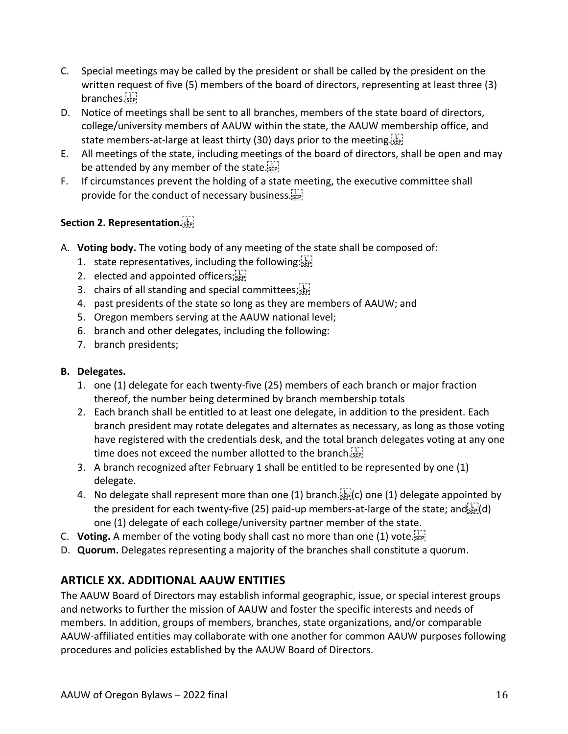C. Special meetings may be called by the president or shall be called by the president on the written request of five (5) members of the board of directors, representing at least three (3) branches.
D. Notice of meetings shall be sent to all branches, members of the state board of directors, college/university members of AAUW within the state, the AAUW membership office, and state members-at-large at least thirty (30) days prior to the meeting.
E. All meetings of the state, including meetings of the board of directors, shall be open and may be attended by any member of the state.
F. If circumstances prevent the holding of a state meeting, the executive committee shall provide for the conduct of necessary business.

**Section 2. Representation.**

A. **Voting body.** The voting body of any meeting of the state shall be composed of:
   1. state representatives, including the following:
   2. elected and appointed officers;
   3. chairs of all standing and special committees;
   4. past presidents of the state so long as they are members of AAUW; and
   5. Oregon members serving at the AAUW national level;
   6. branch and other delegates, including the following:
   7. branch presidents;

**B. Delegates.**
   1. one (1) delegate for each twenty-five (25) members of each branch or major fraction thereof, the number being determined by branch membership totals
   2. Each branch shall be entitled to at least one delegate, in addition to the president. Each branch president may rotate delegates and alternates as necessary, as long as those voting have registered with the credentials desk, and the total branch delegates voting at any one time does not exceed the number allotted to the branch.
   3. A branch recognized after February 1 shall be entitled to be represented by one (1) delegate.
   4. No delegate shall represent more than one (1) branch. (c) one (1) delegate appointed by the president for each twenty-five (25) paid-up members-at-large of the state; and (d) one (1) delegate of each college/university partner member of the state.

C. **Voting.** A member of the voting body shall cast no more than one (1) vote.
D. **Quorum.** Delegates representing a majority of the branches shall constitute a quorum.

## ARTICLE XX. ADDITIONAL AAUW ENTITIES

The AAUW Board of Directors may establish informal geographic, issue, or special interest groups and networks to further the mission of AAUW and foster the specific interests and needs of members. In addition, groups of members, branches, state organizations, and/or comparable AAUW-affiliated entities may collaborate with one another for common AAUW purposes following procedures and policies established by the AAUW Board of Directors.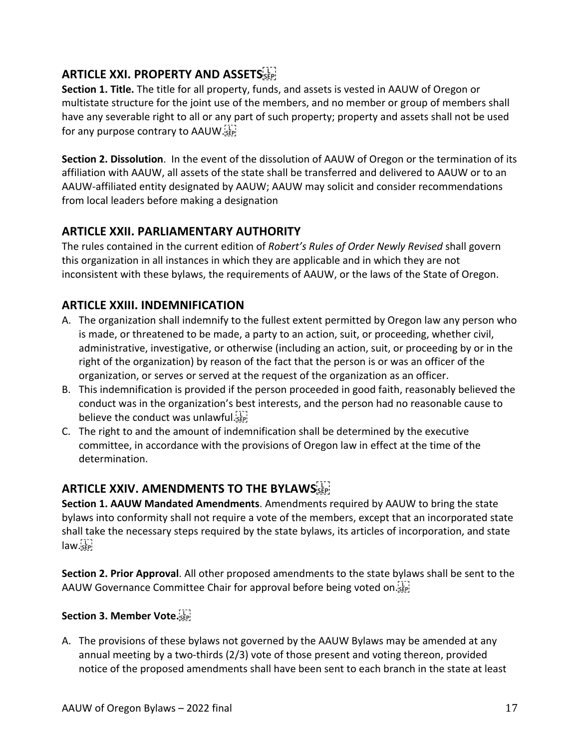## ARTICLE XXI. PROPERTY AND ASSETS

**Section 1. Title.** The title for all property, funds, and assets is vested in AAUW of Oregon or multistate structure for the joint use of the members, and no member or group of members shall have any severable right to all or any part of such property; property and assets shall not be used for any purpose contrary to AAUW.

**Section 2. Dissolution**. In the event of the dissolution of AAUW of Oregon or the termination of its affiliation with AAUW, all assets of the state shall be transferred and delivered to AAUW or to an AAUW-affiliated entity designated by AAUW; AAUW may solicit and consider recommendations from local leaders before making a designation

## ARTICLE XXII. PARLIAMENTARY AUTHORITY

The rules contained in the current edition of *Robert's Rules of Order Newly Revised* shall govern this organization in all instances in which they are applicable and in which they are not inconsistent with these bylaws, the requirements of AAUW, or the laws of the State of Oregon.

## ARTICLE XXIII. INDEMNIFICATION

A. The organization shall indemnify to the fullest extent permitted by Oregon law any person who is made, or threatened to be made, a party to an action, suit, or proceeding, whether civil, administrative, investigative, or otherwise (including an action, suit, or proceeding by or in the right of the organization) by reason of the fact that the person is or was an officer of the organization, or serves or served at the request of the organization as an officer.
B. This indemnification is provided if the person proceeded in good faith, reasonably believed the conduct was in the organization's best interests, and the person had no reasonable cause to believe the conduct was unlawful.
C. The right to and the amount of indemnification shall be determined by the executive committee, in accordance with the provisions of Oregon law in effect at the time of the determination.

## ARTICLE XXIV. AMENDMENTS TO THE BYLAWS

**Section 1. AAUW Mandated Amendments**. Amendments required by AAUW to bring the state bylaws into conformity shall not require a vote of the members, except that an incorporated state shall take the necessary steps required by the state bylaws, its articles of incorporation, and state law.

**Section 2. Prior Approval**. All other proposed amendments to the state bylaws shall be sent to the AAUW Governance Committee Chair for approval before being voted on.

**Section 3. Member Vote.**

A. The provisions of these bylaws not governed by the AAUW Bylaws may be amended at any annual meeting by a two-thirds (2/3) vote of those present and voting thereon, provided notice of the proposed amendments shall have been sent to each branch in the state at least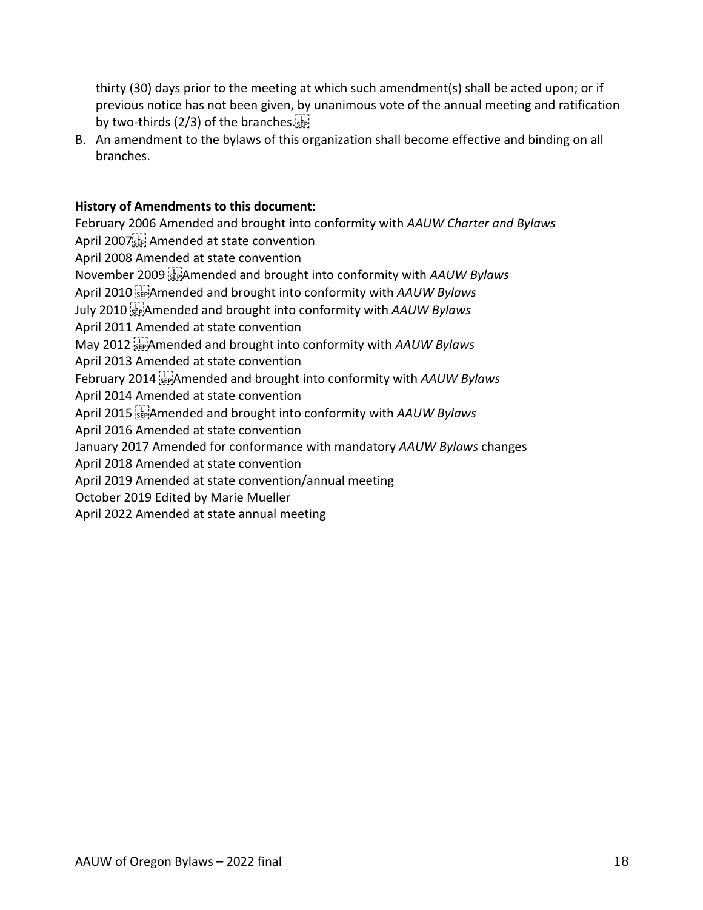thirty (30) days prior to the meeting at which such amendment(s) shall be acted upon; or if previous notice has not been given, by unanimous vote of the annual meeting and ratification by two-thirds (2/3) of the branches.

B. An amendment to the bylaws of this organization shall become effective and binding on all branches.

**History of Amendments to this document:**

February 2006 Amended and brought into conformity with *AAUW Charter and Bylaws*
April 2007 Amended at state convention
April 2008 Amended at state convention
November 2009 Amended and brought into conformity with *AAUW Bylaws*
April 2010 Amended and brought into conformity with *AAUW Bylaws*
July 2010 Amended and brought into conformity with *AAUW Bylaws*
April 2011 Amended at state convention
May 2012 Amended and brought into conformity with *AAUW Bylaws*
April 2013 Amended at state convention
February 2014 Amended and brought into conformity with *AAUW Bylaws*
April 2014 Amended at state convention
April 2015 Amended and brought into conformity with *AAUW Bylaws*
April 2016 Amended at state convention
January 2017 Amended for conformance with mandatory *AAUW Bylaws* changes
April 2018 Amended at state convention
April 2019 Amended at state convention/annual meeting
October 2019 Edited by Marie Mueller
April 2022 Amended at state annual meeting